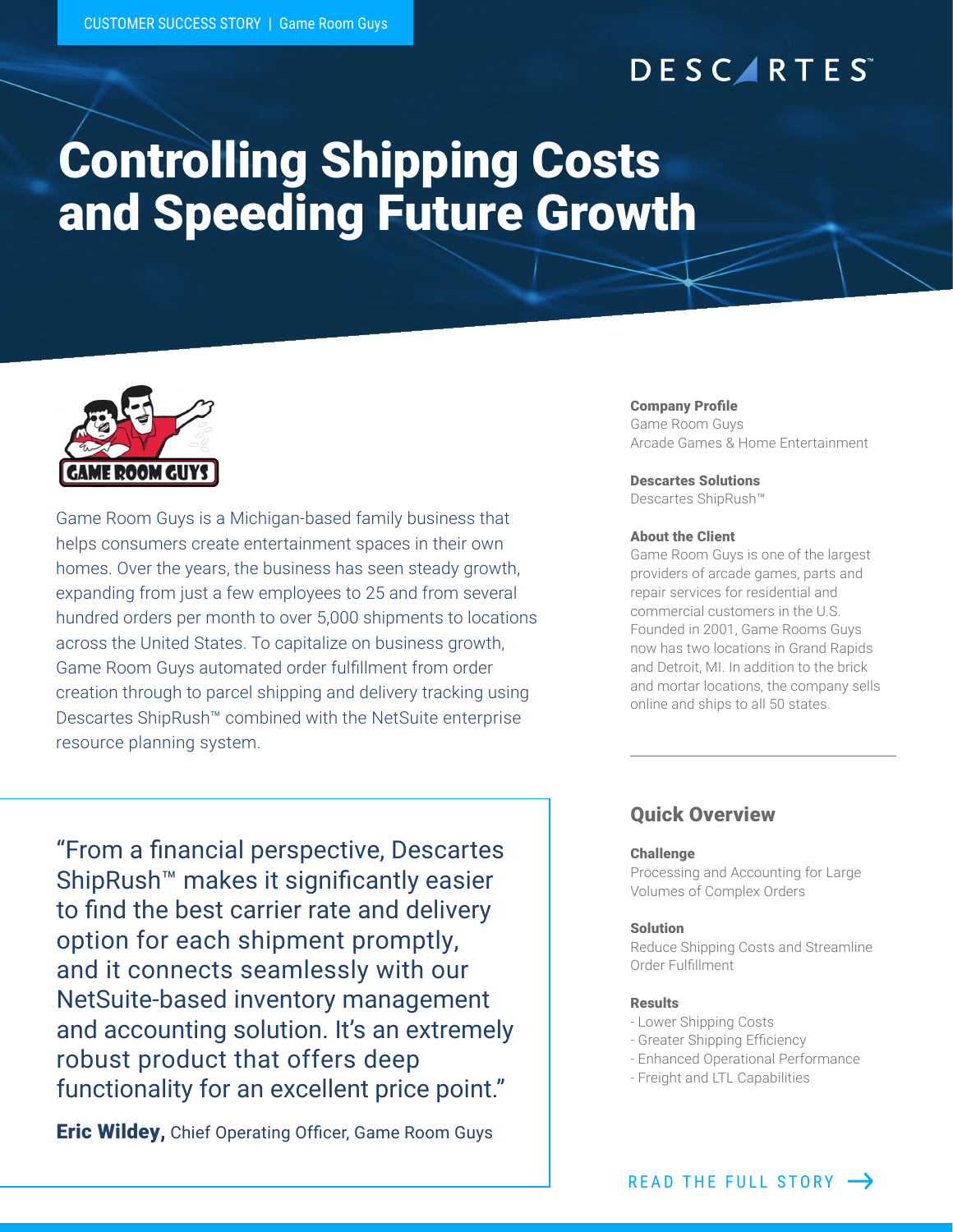CUSTOMER SUCCESS STORY | Game Room Guys

# Controlling Shipping Costs and Speeding Future Growth

Game Room Guys is a Michigan-based family business that helps consumers create entertainment spaces in their own homes. Over the years, the business has seen steady growth, expanding from just a few employees to 25 and from several hundred orders per month to over 5,000 shipments to locations across the United States. To capitalize on business growth, Game Room Guys automated order fulfillment from order creation through to parcel shipping and delivery tracking using Descartes ShipRush™ combined with the NetSuite enterprise resource planning system.

**Company Profile**
Game Room Guys
Arcade Games & Home Entertainment

**Descartes Solutions**
Descartes ShipRush™

**About the Client**
Game Room Guys is one of the largest providers of arcade games, parts and repair services for residential and commercial customers in the U.S. Founded in 2001, Game Rooms Guys now has two locations in Grand Rapids and Detroit, MI. In addition to the brick and mortar locations, the company sells online and ships to all 50 states.

> "From a financial perspective, Descartes ShipRush™ makes it significantly easier to find the best carrier rate and delivery option for each shipment promptly, and it connects seamlessly with our NetSuite-based inventory management and accounting solution. It's an extremely robust product that offers deep functionality for an excellent price point."
>
> **Eric Wildey,** Chief Operating Officer, Game Room Guys

## Quick Overview

**Challenge**
Processing and Accounting for Large Volumes of Complex Orders

**Solution**
Reduce Shipping Costs and Streamline Order Fulfillment

**Results**
- Lower Shipping Costs
- Greater Shipping Efficiency
- Enhanced Operational Performance
- Freight and LTL Capabilities

READ THE FULL STORY →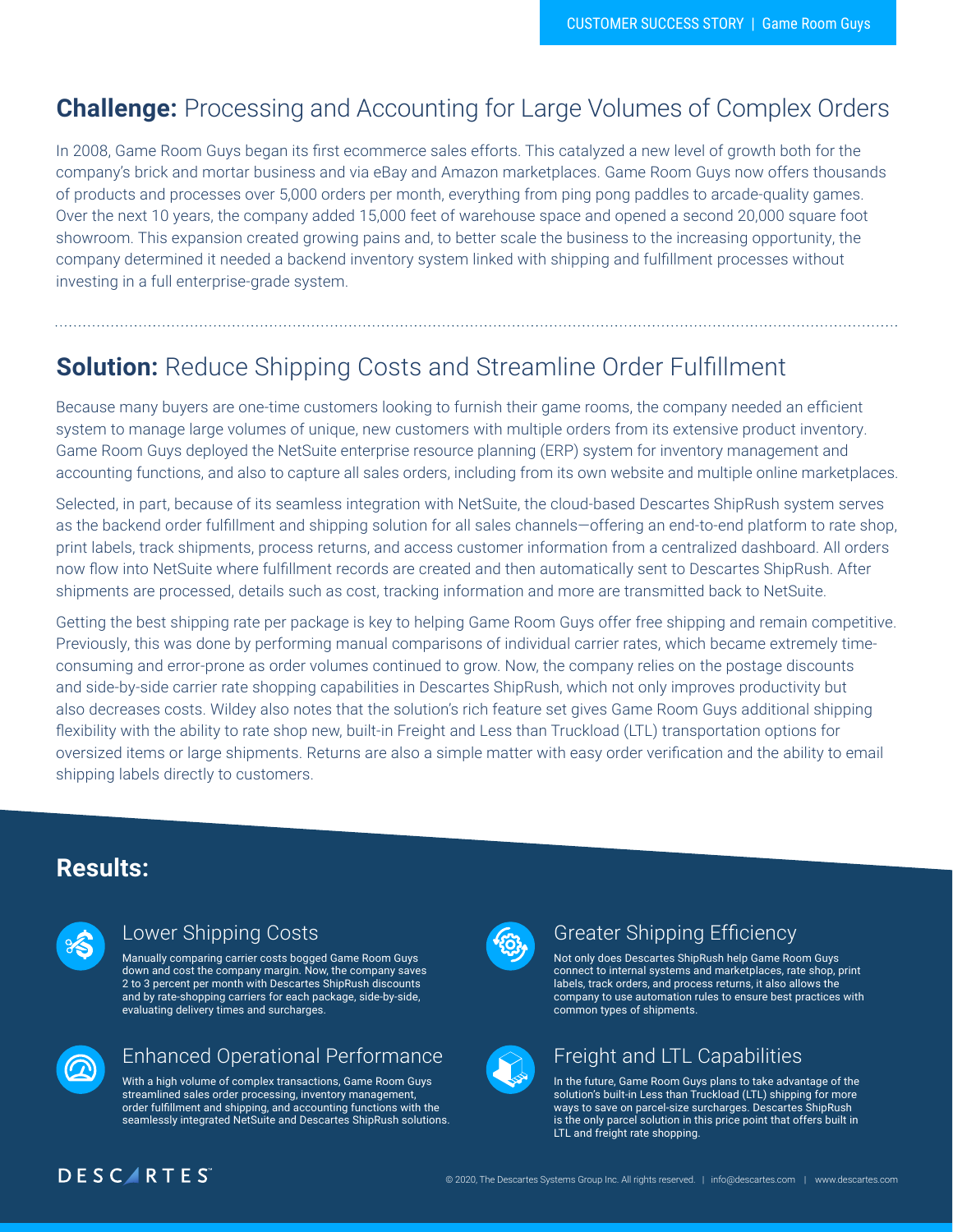## **Challenge:** Processing and Accounting for Large Volumes of Complex Orders

In 2008, Game Room Guys began its first ecommerce sales efforts. This catalyzed a new level of growth both for the company's brick and mortar business and via eBay and Amazon marketplaces. Game Room Guys now offers thousands of products and processes over 5,000 orders per month, everything from ping pong paddles to arcade-quality games. Over the next 10 years, the company added 15,000 feet of warehouse space and opened a second 20,000 square foot showroom. This expansion created growing pains and, to better scale the business to the increasing opportunity, the company determined it needed a backend inventory system linked with shipping and fulfillment processes without investing in a full enterprise-grade system.

## **Solution:** Reduce Shipping Costs and Streamline Order Fulfillment

Because many buyers are one-time customers looking to furnish their game rooms, the company needed an efficient system to manage large volumes of unique, new customers with multiple orders from its extensive product inventory. Game Room Guys deployed the NetSuite enterprise resource planning (ERP) system for inventory management and accounting functions, and also to capture all sales orders, including from its own website and multiple online marketplaces.

Selected, in part, because of its seamless integration with NetSuite, the cloud-based Descartes ShipRush system serves as the backend order fulfillment and shipping solution for all sales channels—offering an end-to-end platform to rate shop, print labels, track shipments, process returns, and access customer information from a centralized dashboard. All orders now flow into NetSuite where fulfillment records are created and then automatically sent to Descartes ShipRush. After shipments are processed, details such as cost, tracking information and more are transmitted back to NetSuite.

Getting the best shipping rate per package is key to helping Game Room Guys offer free shipping and remain competitive. Previously, this was done by performing manual comparisons of individual carrier rates, which became extremely time-consuming and error-prone as order volumes continued to grow. Now, the company relies on the postage discounts and side-by-side carrier rate shopping capabilities in Descartes ShipRush, which not only improves productivity but also decreases costs. Wildey also notes that the solution's rich feature set gives Game Room Guys additional shipping flexibility with the ability to rate shop new, built-in Freight and Less than Truckload (LTL) transportation options for oversized items or large shipments. Returns are also a simple matter with easy order verification and the ability to email shipping labels directly to customers.

## Results:

### Lower Shipping Costs

Manually comparing carrier costs bogged Game Room Guys down and cost the company margin. Now, the company saves 2 to 3 percent per month with Descartes ShipRush discounts and by rate-shopping carriers for each package, side-by-side, evaluating delivery times and surcharges.

### Greater Shipping Efficiency

Not only does Descartes ShipRush help Game Room Guys connect to internal systems and marketplaces, rate shop, print labels, track orders, and process returns, it also allows the company to use automation rules to ensure best practices with common types of shipments.

### Enhanced Operational Performance

With a high volume of complex transactions, Game Room Guys streamlined sales order processing, inventory management, order fulfillment and shipping, and accounting functions with the seamlessly integrated NetSuite and Descartes ShipRush solutions.

### Freight and LTL Capabilities

In the future, Game Room Guys plans to take advantage of the solution's built-in Less than Truckload (LTL) shipping for more ways to save on parcel-size surcharges. Descartes ShipRush is the only parcel solution in this price point that offers built in LTL and freight rate shopping.

DESCARTES

© 2020, The Descartes Systems Group Inc. All rights reserved. | info@descartes.com | www.descartes.com